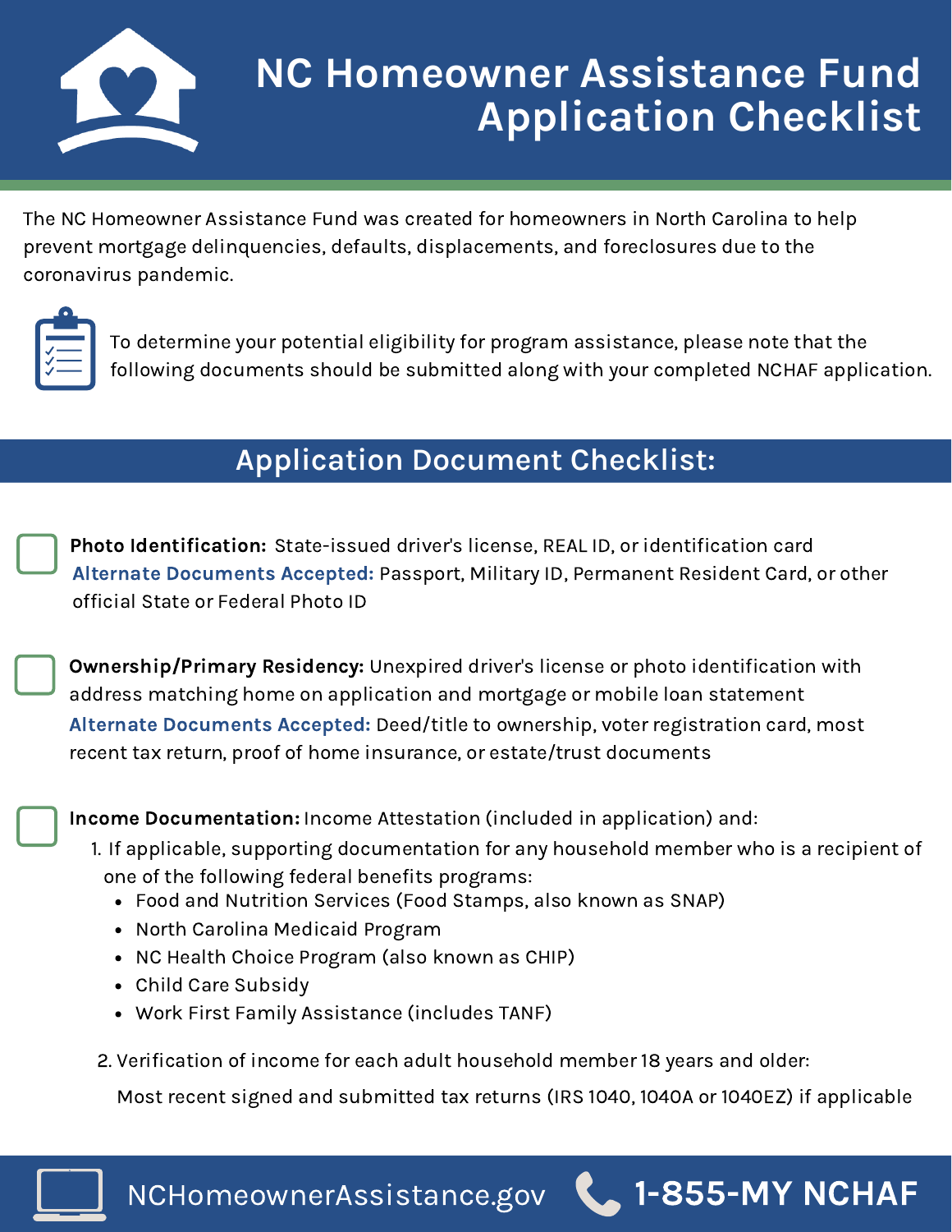# NC Homeowner Assistance Fund Application Checklist

The NC Homeowner Assistance Fund was created for homeowners in North Carolina to help prevent mortgage delinquencies, defaults, displacements, and foreclosures due to the coronavirus pandemic.

To determine your potential eligibility for program assistance, please note that the following documents should be submitted along with your completed NCHAF application.

## Application Document Checklist:

- [ ] **Photo Identification:** State-issued driver's license, REAL ID, or identification card
  **Alternate Documents Accepted:** Passport, Military ID, Permanent Resident Card, or other official State or Federal Photo ID

- [ ] **Ownership/Primary Residency:** Unexpired driver's license or photo identification with address matching home on application and mortgage or mobile loan statement
  **Alternate Documents Accepted:** Deed/title to ownership, voter registration card, most recent tax return, proof of home insurance, or estate/trust documents

- [ ] **Income Documentation:** Income Attestation (included in application) and:
  1. If applicable, supporting documentation for any household member who is a recipient of one of the following federal benefits programs:
     - Food and Nutrition Services (Food Stamps, also known as SNAP)
     - North Carolina Medicaid Program
     - NC Health Choice Program (also known as CHIP)
     - Child Care Subsidy
     - Work First Family Assistance (includes TANF)
  2. Verification of income for each adult household member 18 years and older:

     Most recent signed and submitted tax returns (IRS 1040, 1040A or 1040EZ) if applicable

NCHomeownerAssistance.gov 1-855-MY NCHAF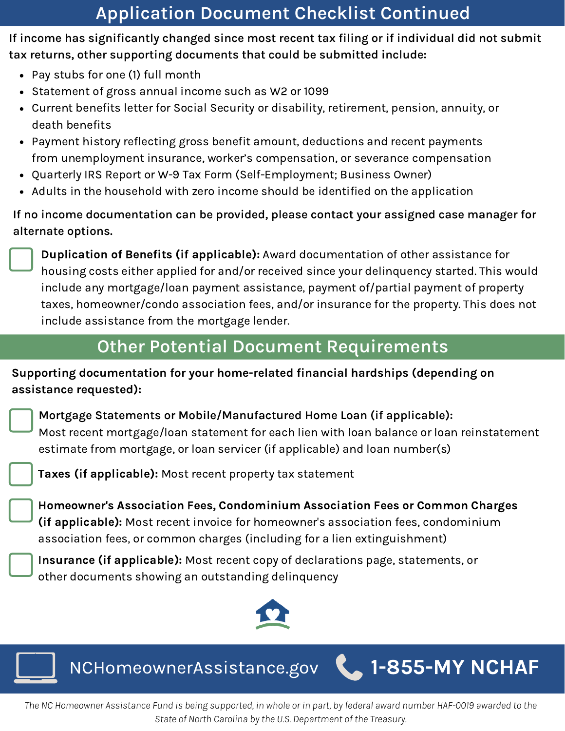## Application Document Checklist Continued

**If income has significantly changed since most recent tax filing or if individual did not submit tax returns, other supporting documents that could be submitted include:**

- Pay stubs for one (1) full month
- Statement of gross annual income such as W2 or 1099
- Current benefits letter for Social Security or disability, retirement, pension, annuity, or death benefits
- Payment history reflecting gross benefit amount, deductions and recent payments from unemployment insurance, worker's compensation, or severance compensation
- Quarterly IRS Report or W-9 Tax Form (Self-Employment; Business Owner)
- Adults in the household with zero income should be identified on the application

**If no income documentation can be provided, please contact your assigned case manager for alternate options.**

- [ ] **Duplication of Benefits (if applicable):** Award documentation of other assistance for housing costs either applied for and/or received since your delinquency started. This would include any mortgage/loan payment assistance, payment of/partial payment of property taxes, homeowner/condo association fees, and/or insurance for the property. This does not include assistance from the mortgage lender.

## Other Potential Document Requirements

**Supporting documentation for your home-related financial hardships (depending on assistance requested):**

- [ ] **Mortgage Statements or Mobile/Manufactured Home Loan (if applicable):** Most recent mortgage/loan statement for each lien with loan balance or loan reinstatement estimate from mortgage, or loan servicer (if applicable) and loan number(s)
- [ ] **Taxes (if applicable):** Most recent property tax statement
- [ ] **Homeowner's Association Fees, Condominium Association Fees or Common Charges (if applicable):** Most recent invoice for homeowner's association fees, condominium association fees, or common charges (including for a lien extinguishment)
- [ ] **Insurance (if applicable):** Most recent copy of declarations page, statements, or other documents showing an outstanding delinquency

NCHomeownerAssistance.gov 1-855-MY NCHAF

*The NC Homeowner Assistance Fund is being supported, in whole or in part, by federal award number HAF-0019 awarded to the State of North Carolina by the U.S. Department of the Treasury.*